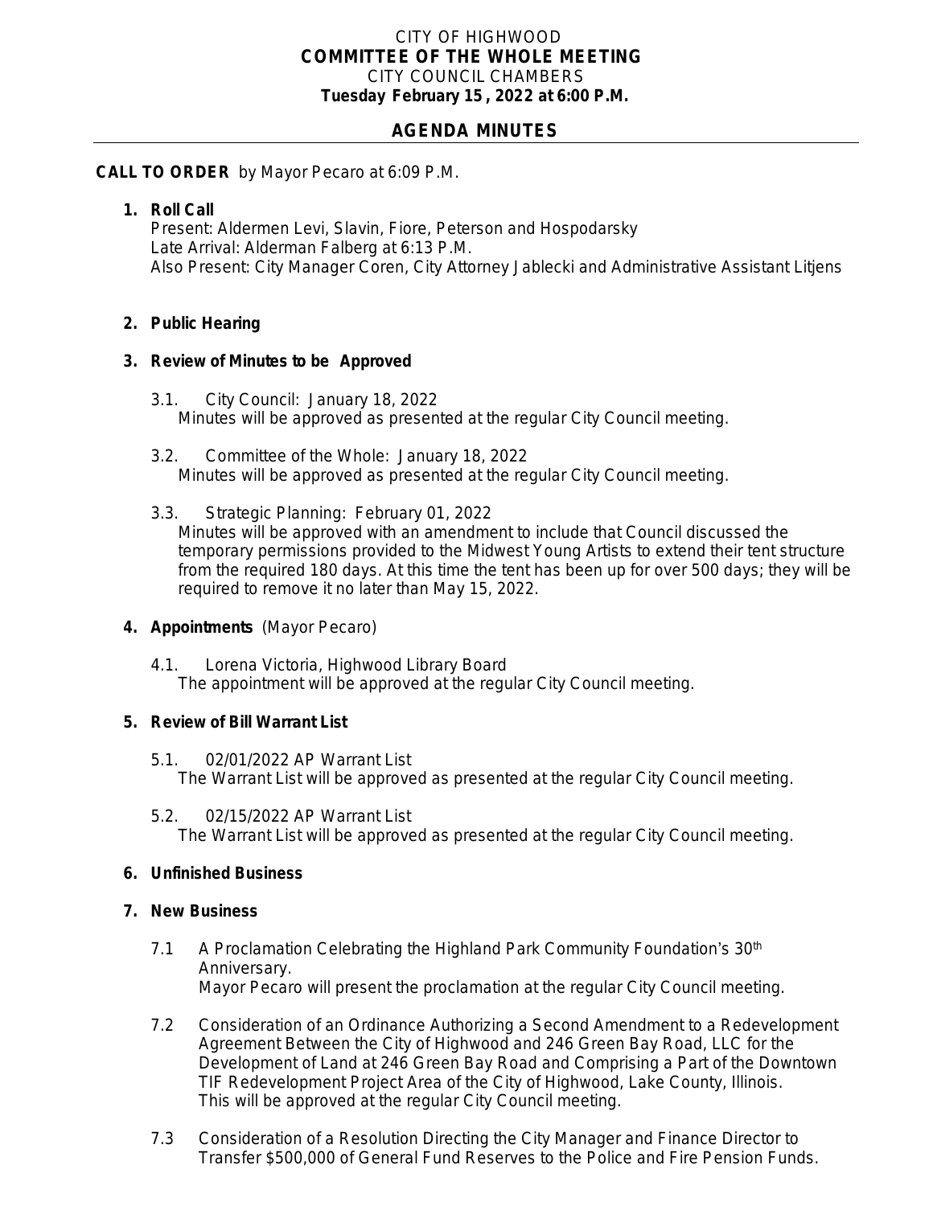CITY OF HIGHWOOD
**COMMITTEE OF THE WHOLE MEETING**
CITY COUNCIL CHAMBERS
**Tuesday February 15, 2022 at 6:00 P.M.**

## AGENDA MINUTES

**CALL TO ORDER** by Mayor Pecaro at 6:09 P.M.

1. **Roll Call**
   Present: Aldermen Levi, Slavin, Fiore, Peterson and Hospodarsky
   Late Arrival: Alderman Falberg at 6:13 P.M.
   Also Present: City Manager Coren, City Attorney Jablecki and Administrative Assistant Litjens

2. **Public Hearing**

3. **Review of Minutes to be Approved**

   3.1. City Council: January 18, 2022
   Minutes will be approved as presented at the regular City Council meeting.

   3.2. Committee of the Whole: January 18, 2022
   Minutes will be approved as presented at the regular City Council meeting.

   3.3. Strategic Planning: February 01, 2022
   Minutes will be approved with an amendment to include that Council discussed the temporary permissions provided to the Midwest Young Artists to extend their tent structure from the required 180 days. At this time the tent has been up for over 500 days; they will be required to remove it no later than May 15, 2022.

4. **Appointments** (Mayor Pecaro)

   4.1. Lorena Victoria, Highwood Library Board
   The appointment will be approved at the regular City Council meeting.

5. **Review of Bill Warrant List**

   5.1. 02/01/2022 AP Warrant List
   The Warrant List will be approved as presented at the regular City Council meeting.

   5.2. 02/15/2022 AP Warrant List
   The Warrant List will be approved as presented at the regular City Council meeting.

6. **Unfinished Business**

7. **New Business**

   7.1 A Proclamation Celebrating the Highland Park Community Foundation's 30th Anniversary.
   Mayor Pecaro will present the proclamation at the regular City Council meeting.

   7.2 Consideration of an Ordinance Authorizing a Second Amendment to a Redevelopment Agreement Between the City of Highwood and 246 Green Bay Road, LLC for the Development of Land at 246 Green Bay Road and Comprising a Part of the Downtown TIF Redevelopment Project Area of the City of Highwood, Lake County, Illinois.
   This will be approved at the regular City Council meeting.

   7.3 Consideration of a Resolution Directing the City Manager and Finance Director to Transfer $500,000 of General Fund Reserves to the Police and Fire Pension Funds.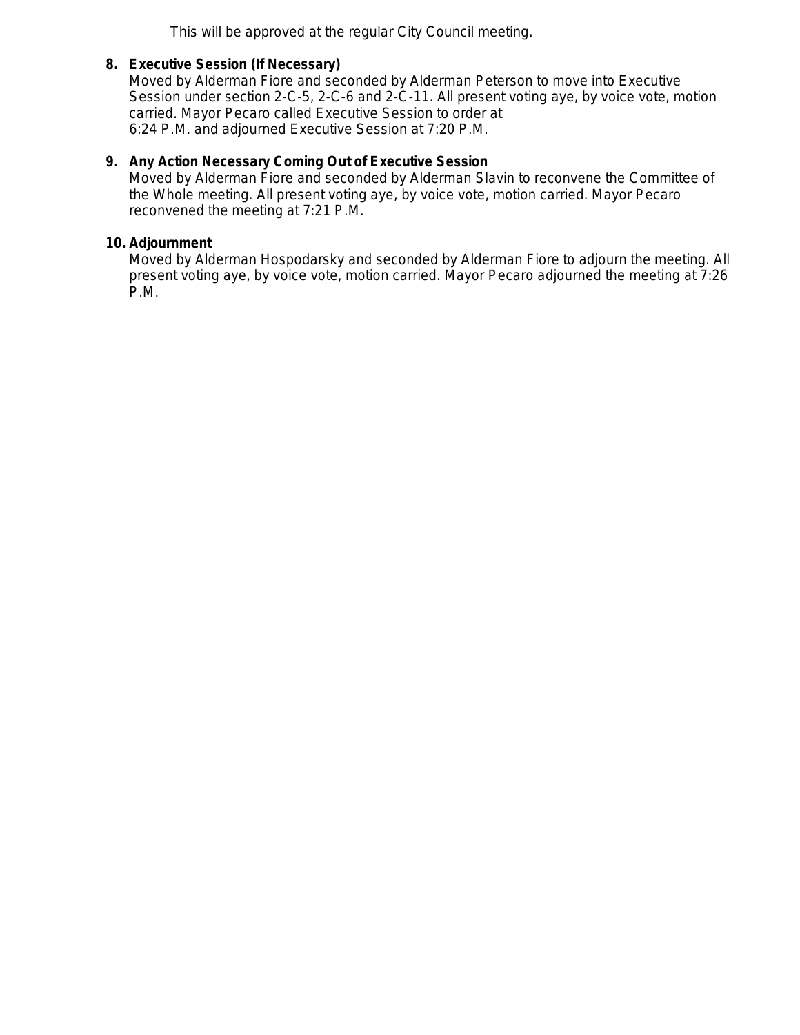This will be approved at the regular City Council meeting.

**8. Executive Session (If Necessary)**

Moved by Alderman Fiore and seconded by Alderman Peterson to move into Executive Session under section 2-C-5, 2-C-6 and 2-C-11. All present voting aye, by voice vote, motion carried. Mayor Pecaro called Executive Session to order at 6:24 P.M. and adjourned Executive Session at 7:20 P.M.

**9. Any Action Necessary Coming Out of Executive Session**

Moved by Alderman Fiore and seconded by Alderman Slavin to reconvene the Committee of the Whole meeting. All present voting aye, by voice vote, motion carried. Mayor Pecaro reconvened the meeting at 7:21 P.M.

**10. Adjournment**

Moved by Alderman Hospodarsky and seconded by Alderman Fiore to adjourn the meeting. All present voting aye, by voice vote, motion carried. Mayor Pecaro adjourned the meeting at 7:26 P.M.